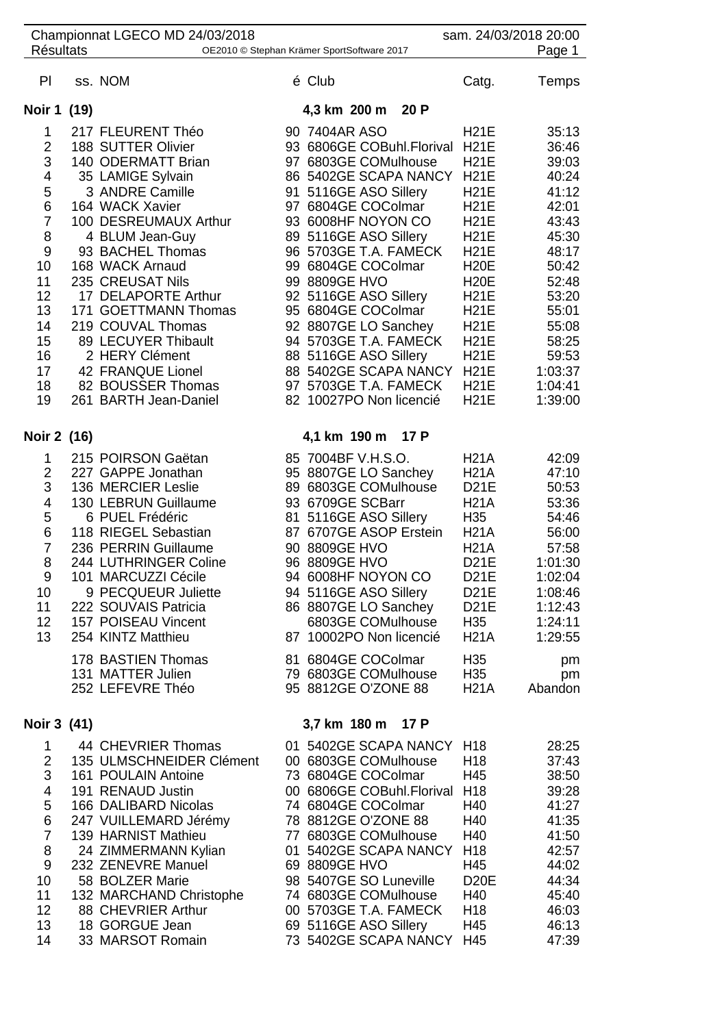# Championnat LGECO MD 24/03/2018

sam. 24/03/2018 20:00

Résultats

OE2010 © Stephan Krämer SportSoftware 2017

## Noir 1 (19) — 4,3 km 200 m 20 P

| Pl | ss. | NOM | é | Club | Catg. | Temps |
|---|---|---|---|---|---|---|
| 1 | 217 | FLEURENT Théo | 90 | 7404AR ASO | H21E | 35:13 |
| 2 | 188 | SUTTER Olivier | 93 | 6806GE COBuhl.Florival | H21E | 36:46 |
| 3 | 140 | ODERMATT Brian | 97 | 6803GE COMulhouse | H21E | 39:03 |
| 4 | 35 | LAMIGE Sylvain | 86 | 5402GE SCAPA NANCY | H21E | 40:24 |
| 5 | 3 | ANDRE Camille | 91 | 5116GE ASO Sillery | H21E | 41:12 |
| 6 | 164 | WACK Xavier | 97 | 6804GE COColmar | H21E | 42:01 |
| 7 | 100 | DESREUMAUX Arthur | 93 | 6008HF NOYON CO | H21E | 43:43 |
| 8 | 4 | BLUM Jean-Guy | 89 | 5116GE ASO Sillery | H21E | 45:30 |
| 9 | 93 | BACHEL Thomas | 96 | 5703GE T.A. FAMECK | H21E | 48:17 |
| 10 | 168 | WACK Arnaud | 99 | 6804GE COColmar | H20E | 50:42 |
| 11 | 235 | CREUSAT Nils | 99 | 8809GE HVO | H20E | 52:48 |
| 12 | 17 | DELAPORTE Arthur | 92 | 5116GE ASO Sillery | H21E | 53:20 |
| 13 | 171 | GOETTMANN Thomas | 95 | 6804GE COColmar | H21E | 55:01 |
| 14 | 219 | COUVAL Thomas | 92 | 8807GE LO Sanchey | H21E | 55:08 |
| 15 | 89 | LECUYER Thibault | 94 | 5703GE T.A. FAMECK | H21E | 58:25 |
| 16 | 2 | HERY Clément | 88 | 5116GE ASO Sillery | H21E | 59:53 |
| 17 | 42 | FRANQUE Lionel | 88 | 5402GE SCAPA NANCY | H21E | 1:03:37 |
| 18 | 82 | BOUSSER Thomas | 97 | 5703GE T.A. FAMECK | H21E | 1:04:41 |
| 19 | 261 | BARTH Jean-Daniel | 82 | 10027PO Non licencié | H21E | 1:39:00 |

## Noir 2 (16) — 4,1 km 190 m 17 P

| Pl | ss. | NOM | é | Club | Catg. | Temps |
|---|---|---|---|---|---|---|
| 1 | 215 | POIRSON Gaëtan | 85 | 7004BF V.H.S.O. | H21A | 42:09 |
| 2 | 227 | GAPPE Jonathan | 95 | 8807GE LO Sanchey | H21A | 47:10 |
| 3 | 136 | MERCIER Leslie | 89 | 6803GE COMulhouse | D21E | 50:53 |
| 4 | 130 | LEBRUN Guillaume | 93 | 6709GE SCBarr | H21A | 53:36 |
| 5 | 6 | PUEL Frédéric | 81 | 5116GE ASO Sillery | H35 | 54:46 |
| 6 | 118 | RIEGEL Sebastian | 87 | 6707GE ASOP Erstein | H21A | 56:00 |
| 7 | 236 | PERRIN Guillaume | 90 | 8809GE HVO | H21A | 57:58 |
| 8 | 244 | LUTHRINGER Coline | 96 | 8809GE HVO | D21E | 1:01:30 |
| 9 | 101 | MARCUZZI Cécile | 94 | 6008HF NOYON CO | D21E | 1:02:04 |
| 10 | 9 | PECQUEUR Juliette | 94 | 5116GE ASO Sillery | D21E | 1:08:46 |
| 11 | 222 | SOUVAIS Patricia | 86 | 8807GE LO Sanchey | D21E | 1:12:43 |
| 12 | 157 | POISEAU Vincent | | 6803GE COMulhouse | H35 | 1:24:11 |
| 13 | 254 | KINTZ Matthieu | 87 | 10002PO Non licencié | H21A | 1:29:55 |
| | 178 | BASTIEN Thomas | 81 | 6804GE COColmar | H35 | pm |
| | 131 | MATTER Julien | 79 | 6803GE COMulhouse | H35 | pm |
| | 252 | LEFEVRE Théo | 95 | 8812GE O'ZONE 88 | H21A | Abandon |

## Noir 3 (41) — 3,7 km 180 m 17 P

| Pl | ss. | NOM | é | Club | Catg. | Temps |
|---|---|---|---|---|---|---|
| 1 | 44 | CHEVRIER Thomas | 01 | 5402GE SCAPA NANCY | H18 | 28:25 |
| 2 | 135 | ULMSCHNEIDER Clément | 00 | 6803GE COMulhouse | H18 | 37:43 |
| 3 | 161 | POULAIN Antoine | 73 | 6804GE COColmar | H45 | 38:50 |
| 4 | 191 | RENAUD Justin | 00 | 6806GE COBuhl.Florival | H18 | 39:28 |
| 5 | 166 | DALIBARD Nicolas | 74 | 6804GE COColmar | H40 | 41:27 |
| 6 | 247 | VUILLEMARD Jérémy | 78 | 8812GE O'ZONE 88 | H40 | 41:35 |
| 7 | 139 | HARNIST Mathieu | 77 | 6803GE COMulhouse | H40 | 41:50 |
| 8 | 24 | ZIMMERMANN Kylian | 01 | 5402GE SCAPA NANCY | H18 | 42:57 |
| 9 | 232 | ZENEVRE Manuel | 69 | 8809GE HVO | H45 | 44:02 |
| 10 | 58 | BOLZER Marie | 98 | 5407GE SO Luneville | D20E | 44:34 |
| 11 | 132 | MARCHAND Christophe | 74 | 6803GE COMulhouse | H40 | 45:40 |
| 12 | 88 | CHEVRIER Arthur | 00 | 5703GE T.A. FAMECK | H18 | 46:03 |
| 13 | 18 | GORGUE Jean | 69 | 5116GE ASO Sillery | H45 | 46:13 |
| 14 | 33 | MARSOT Romain | 73 | 5402GE SCAPA NANCY | H45 | 47:39 |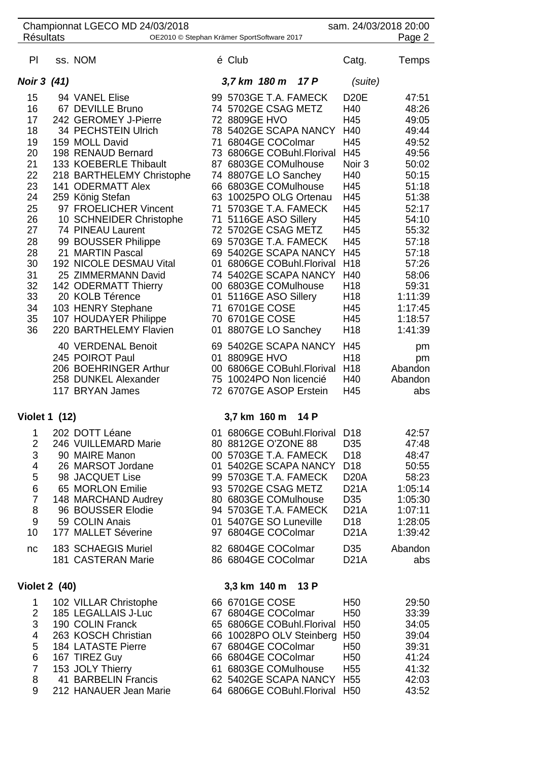Championnat LGECO MD 24/03/2018 — sam. 24/03/2018 20:00

Résultats

| Pl | ss. | NOM | é | Club | Catg. | Temps |
|---|---|---|---|---|---|---|
| **Noir 3 (41)** | | | | ***3,7 km 180 m 17 P*** | *(suite)* | |
| 15 | 94 | VANEL Elise | 99 | 5703GE T.A. FAMECK | D20E | 47:51 |
| 16 | 67 | DEVILLE Bruno | 74 | 5702GE CSAG METZ | H40 | 48:26 |
| 17 | 242 | GEROMEY J-Pierre | 72 | 8809GE HVO | H45 | 49:05 |
| 18 | 34 | PECHSTEIN Ulrich | 78 | 5402GE SCAPA NANCY | H40 | 49:44 |
| 19 | 159 | MOLL David | 71 | 6804GE COColmar | H45 | 49:52 |
| 20 | 198 | RENAUD Bernard | 73 | 6806GE COBuhl.Florival | H45 | 49:56 |
| 21 | 133 | KOEBERLE Thibault | 87 | 6803GE COMulhouse | Noir 3 | 50:02 |
| 22 | 218 | BARTHELEMY Christophe | 74 | 8807GE LO Sanchey | H40 | 50:15 |
| 23 | 141 | ODERMATT Alex | 66 | 6803GE COMulhouse | H45 | 51:18 |
| 24 | 259 | König Stefan | 63 | 10025PO OLG Ortenau | H45 | 51:38 |
| 25 | 97 | FROELICHER Vincent | 71 | 5703GE T.A. FAMECK | H45 | 52:17 |
| 26 | 10 | SCHNEIDER Christophe | 71 | 5116GE ASO Sillery | H45 | 54:10 |
| 27 | 74 | PINEAU Laurent | 72 | 5702GE CSAG METZ | H45 | 55:32 |
| 28 | 99 | BOUSSER Philippe | 69 | 5703GE T.A. FAMECK | H45 | 57:18 |
| 28 | 21 | MARTIN Pascal | 69 | 5402GE SCAPA NANCY | H45 | 57:18 |
| 30 | 192 | NICOLE DESMAU Vital | 01 | 6806GE COBuhl.Florival | H18 | 57:26 |
| 31 | 25 | ZIMMERMANN David | 74 | 5402GE SCAPA NANCY | H40 | 58:06 |
| 32 | 142 | ODERMATT Thierry | 00 | 6803GE COMulhouse | H18 | 59:31 |
| 33 | 20 | KOLB Térence | 01 | 5116GE ASO Sillery | H18 | 1:11:39 |
| 34 | 103 | HENRY Stephane | 71 | 6701GE COSE | H45 | 1:17:45 |
| 35 | 107 | HOUDAYER Philippe | 70 | 6701GE COSE | H45 | 1:18:57 |
| 36 | 220 | BARTHELEMY Flavien | 01 | 8807GE LO Sanchey | H18 | 1:41:39 |
| | 40 | VERDENAL Benoit | 69 | 5402GE SCAPA NANCY | H45 | pm |
| | 245 | POIROT Paul | 01 | 8809GE HVO | H18 | pm |
| | 206 | BOEHRINGER Arthur | 00 | 6806GE COBuhl.Florival | H18 | Abandon |
| | 258 | DUNKEL Alexander | 75 | 10024PO Non licencié | H40 | Abandon |
| | 117 | BRYAN James | 72 | 6707GE ASOP Erstein | H45 | abs |
| **Violet 1 (12)** | | | | **3,7 km 160 m 14 P** | | |
| 1 | 202 | DOTT Léane | 01 | 6806GE COBuhl.Florival | D18 | 42:57 |
| 2 | 246 | VUILLEMARD Marie | 80 | 8812GE O'ZONE 88 | D35 | 47:48 |
| 3 | 90 | MAIRE Manon | 00 | 5703GE T.A. FAMECK | D18 | 48:47 |
| 4 | 26 | MARSOT Jordane | 01 | 5402GE SCAPA NANCY | D18 | 50:55 |
| 5 | 98 | JACQUET Lise | 99 | 5703GE T.A. FAMECK | D20A | 58:23 |
| 6 | 65 | MORLON Emilie | 93 | 5702GE CSAG METZ | D21A | 1:05:14 |
| 7 | 148 | MARCHAND Audrey | 80 | 6803GE COMulhouse | D35 | 1:05:30 |
| 8 | 96 | BOUSSER Elodie | 94 | 5703GE T.A. FAMECK | D21A | 1:07:11 |
| 9 | 59 | COLIN Anais | 01 | 5407GE SO Luneville | D18 | 1:28:05 |
| 10 | 177 | MALLET Séverine | 97 | 6804GE COColmar | D21A | 1:39:42 |
| nc | 183 | SCHAEGIS Muriel | 82 | 6804GE COColmar | D35 | Abandon |
| | 181 | CASTERAN Marie | 86 | 6804GE COColmar | D21A | abs |
| **Violet 2 (40)** | | | | **3,3 km 140 m 13 P** | | |
| 1 | 102 | VILLAR Christophe | 66 | 6701GE COSE | H50 | 29:50 |
| 2 | 185 | LEGALLAIS J-Luc | 67 | 6804GE COColmar | H50 | 33:39 |
| 3 | 190 | COLIN Franck | 65 | 6806GE COBuhl.Florival | H50 | 34:05 |
| 4 | 263 | KOSCH Christian | 66 | 10028PO OLV Steinberg | H50 | 39:04 |
| 5 | 184 | LATASTE Pierre | 67 | 6804GE COColmar | H50 | 39:31 |
| 6 | 167 | TIREZ Guy | 66 | 6804GE COColmar | H50 | 41:24 |
| 7 | 153 | JOLY Thierry | 61 | 6803GE COMulhouse | H55 | 41:32 |
| 8 | 41 | BARBELIN Francis | 62 | 5402GE SCAPA NANCY | H55 | 42:03 |
| 9 | 212 | HANAUER Jean Marie | 64 | 6806GE COBuhl.Florival | H50 | 43:52 |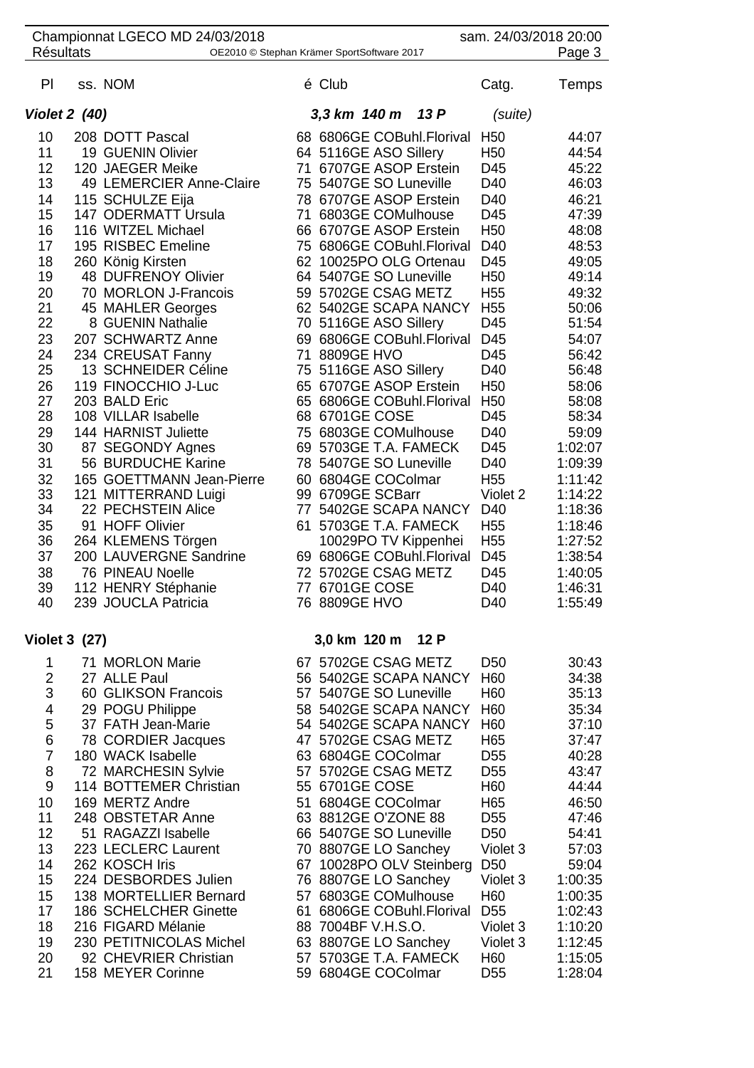Championnat LGECO MD 24/03/2018 — sam. 24/03/2018 20:00

Résultats

| Pl | ss. | NOM | é | Club | Catg. | Temps |
|---|---|---|---|---|---|---|
| **Violet 2 (40)** | | | | **3,3 km 140 m 13 P** | (suite) | |
| 10 | 208 | DOTT Pascal | 68 | 6806GE COBuhl.Florival | H50 | 44:07 |
| 11 | 19 | GUENIN Olivier | 64 | 5116GE ASO Sillery | H50 | 44:54 |
| 12 | 120 | JAEGER Meike | 71 | 6707GE ASOP Erstein | D45 | 45:22 |
| 13 | 49 | LEMERCIER Anne-Claire | 75 | 5407GE SO Luneville | D40 | 46:03 |
| 14 | 115 | SCHULZE Eija | 78 | 6707GE ASOP Erstein | D40 | 46:21 |
| 15 | 147 | ODERMATT Ursula | 71 | 6803GE COMulhouse | D45 | 47:39 |
| 16 | 116 | WITZEL Michael | 66 | 6707GE ASOP Erstein | H50 | 48:08 |
| 17 | 195 | RISBEC Emeline | 75 | 6806GE COBuhl.Florival | D40 | 48:53 |
| 18 | 260 | König Kirsten | 62 | 10025PO OLG Ortenau | D45 | 49:05 |
| 19 | 48 | DUFRENOY Olivier | 64 | 5407GE SO Luneville | H50 | 49:14 |
| 20 | 70 | MORLON J-Francois | 59 | 5702GE CSAG METZ | H55 | 49:32 |
| 21 | 45 | MAHLER Georges | 62 | 5402GE SCAPA NANCY | H55 | 50:06 |
| 22 | 8 | GUENIN Nathalie | 70 | 5116GE ASO Sillery | D45 | 51:54 |
| 23 | 207 | SCHWARTZ Anne | 69 | 6806GE COBuhl.Florival | D45 | 54:07 |
| 24 | 234 | CREUSAT Fanny | 71 | 8809GE HVO | D45 | 56:42 |
| 25 | 13 | SCHNEIDER Céline | 75 | 5116GE ASO Sillery | D40 | 56:48 |
| 26 | 119 | FINOCCHIO J-Luc | 65 | 6707GE ASOP Erstein | H50 | 58:06 |
| 27 | 203 | BALD Eric | 65 | 6806GE COBuhl.Florival | H50 | 58:08 |
| 28 | 108 | VILLAR Isabelle | 68 | 6701GE COSE | D45 | 58:34 |
| 29 | 144 | HARNIST Juliette | 75 | 6803GE COMulhouse | D40 | 59:09 |
| 30 | 87 | SEGONDY Agnes | 69 | 5703GE T.A. FAMECK | D45 | 1:02:07 |
| 31 | 56 | BURDUCHE Karine | 78 | 5407GE SO Luneville | D40 | 1:09:39 |
| 32 | 165 | GOETTMANN Jean-Pierre | 60 | 6804GE COColmar | H55 | 1:11:42 |
| 33 | 121 | MITTERRAND Luigi | 99 | 6709GE SCBarr | Violet 2 | 1:14:22 |
| 34 | 22 | PECHSTEIN Alice | 77 | 5402GE SCAPA NANCY | D40 | 1:18:36 |
| 35 | 91 | HOFF Olivier | 61 | 5703GE T.A. FAMECK | H55 | 1:18:46 |
| 36 | 264 | KLEMENS Törgen | | 10029PO TV Kippenhei | H55 | 1:27:52 |
| 37 | 200 | LAUVERGNE Sandrine | 69 | 6806GE COBuhl.Florival | D45 | 1:38:54 |
| 38 | 76 | PINEAU Noelle | 72 | 5702GE CSAG METZ | D45 | 1:40:05 |
| 39 | 112 | HENRY Stéphanie | 77 | 6701GE COSE | D40 | 1:46:31 |
| 40 | 239 | JOUCLA Patricia | 76 | 8809GE HVO | D40 | 1:55:49 |
| **Violet 3 (27)** | | | | **3,0 km 120 m 12 P** | | |
| 1 | 71 | MORLON Marie | 67 | 5702GE CSAG METZ | D50 | 30:43 |
| 2 | 27 | ALLE Paul | 56 | 5402GE SCAPA NANCY | H60 | 34:38 |
| 3 | 60 | GLIKSON Francois | 57 | 5407GE SO Luneville | H60 | 35:13 |
| 4 | 29 | POGU Philippe | 58 | 5402GE SCAPA NANCY | H60 | 35:34 |
| 5 | 37 | FATH Jean-Marie | 54 | 5402GE SCAPA NANCY | H60 | 37:10 |
| 6 | 78 | CORDIER Jacques | 47 | 5702GE CSAG METZ | H65 | 37:47 |
| 7 | 180 | WACK Isabelle | 63 | 6804GE COColmar | D55 | 40:28 |
| 8 | 72 | MARCHESIN Sylvie | 57 | 5702GE CSAG METZ | D55 | 43:47 |
| 9 | 114 | BOTTEMER Christian | 55 | 6701GE COSE | H60 | 44:44 |
| 10 | 169 | MERTZ Andre | 51 | 6804GE COColmar | H65 | 46:50 |
| 11 | 248 | OBSTETAR Anne | 63 | 8812GE O'ZONE 88 | D55 | 47:46 |
| 12 | 51 | RAGAZZI Isabelle | 66 | 5407GE SO Luneville | D50 | 54:41 |
| 13 | 223 | LECLERC Laurent | 70 | 8807GE LO Sanchey | Violet 3 | 57:03 |
| 14 | 262 | KOSCH Iris | 67 | 10028PO OLV Steinberg | D50 | 59:04 |
| 15 | 224 | DESBORDES Julien | 76 | 8807GE LO Sanchey | Violet 3 | 1:00:35 |
| 15 | 138 | MORTELLIER Bernard | 57 | 6803GE COMulhouse | H60 | 1:00:35 |
| 17 | 186 | SCHELCHER Ginette | 61 | 6806GE COBuhl.Florival | D55 | 1:02:43 |
| 18 | 216 | FIGARD Mélanie | 88 | 7004BF V.H.S.O. | Violet 3 | 1:10:20 |
| 19 | 230 | PETITNICOLAS Michel | 63 | 8807GE LO Sanchey | Violet 3 | 1:12:45 |
| 20 | 92 | CHEVRIER Christian | 57 | 5703GE T.A. FAMECK | H60 | 1:15:05 |
| 21 | 158 | MEYER Corinne | 59 | 6804GE COColmar | D55 | 1:28:04 |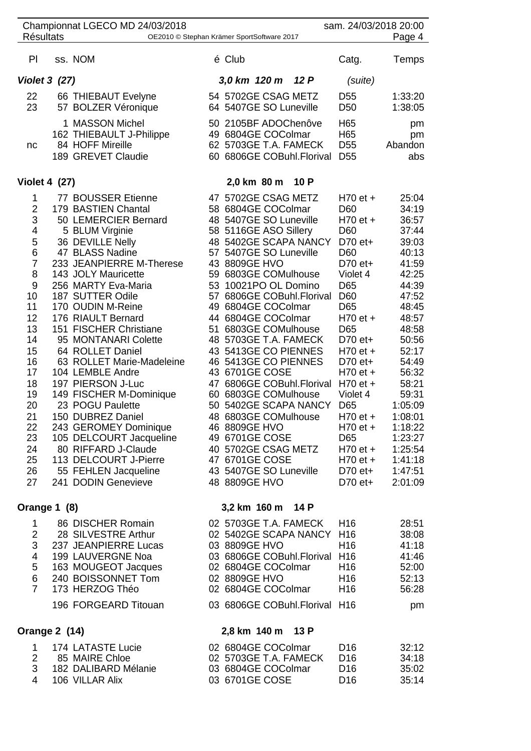# Championnat LGECO MD 24/03/2018

**Résultats**

| Pl | ss. | NOM | é | Club | Catg. | Temps |
|---|---|---|---|---|---|---|
| ***Violet 3 (27)*** | | | | ***3,0 km 120 m 12 P*** | *(suite)* | |
| 22 | 66 | THIEBAUT Evelyne | 54 | 5702GE CSAG METZ | D55 | 1:33:20 |
| 23 | 57 | BOLZER Véronique | 64 | 5407GE SO Luneville | D50 | 1:38:05 |
| | 1 | MASSON Michel | 50 | 2105BF ADOChenôve | H65 | pm |
| | 162 | THIEBAULT J-Philippe | 49 | 6804GE COColmar | H65 | pm |
| nc | 84 | HOFF Mireille | 62 | 5703GE T.A. FAMECK | D55 | Abandon |
| | 189 | GREVET Claudie | 60 | 6806GE COBuhl.Florival | D55 | abs |
| **Violet 4 (27)** | | | | **2,0 km 80 m 10 P** | | |
| 1 | 77 | BOUSSER Etienne | 47 | 5702GE CSAG METZ | H70 et + | 25:04 |
| 2 | 179 | BASTIEN Chantal | 58 | 6804GE COColmar | D60 | 34:19 |
| 3 | 50 | LEMERCIER Bernard | 48 | 5407GE SO Luneville | H70 et + | 36:57 |
| 4 | 5 | BLUM Virginie | 58 | 5116GE ASO Sillery | D60 | 37:44 |
| 5 | 36 | DEVILLE Nelly | 48 | 5402GE SCAPA NANCY | D70 et+ | 39:03 |
| 6 | 47 | BLASS Nadine | 57 | 5407GE SO Luneville | D60 | 40:13 |
| 7 | 233 | JEANPIERRE M-Therese | 43 | 8809GE HVO | D70 et+ | 41:59 |
| 8 | 143 | JOLY Mauricette | 59 | 6803GE COMulhouse | Violet 4 | 42:25 |
| 9 | 256 | MARTY Eva-Maria | 53 | 10021PO OL Domino | D65 | 44:39 |
| 10 | 187 | SUTTER Odile | 57 | 6806GE COBuhl.Florival | D60 | 47:52 |
| 11 | 170 | OUDIN M-Reine | 49 | 6804GE COColmar | D65 | 48:45 |
| 12 | 176 | RIAULT Bernard | 44 | 6804GE COColmar | H70 et + | 48:57 |
| 13 | 151 | FISCHER Christiane | 51 | 6803GE COMulhouse | D65 | 48:58 |
| 14 | 95 | MONTANARI Colette | 48 | 5703GE T.A. FAMECK | D70 et+ | 50:56 |
| 15 | 64 | ROLLET Daniel | 43 | 5413GE CO PIENNES | H70 et + | 52:17 |
| 16 | 63 | ROLLET Marie-Madeleine | 46 | 5413GE CO PIENNES | D70 et+ | 54:49 |
| 17 | 104 | LEMBLE Andre | 43 | 6701GE COSE | H70 et + | 56:32 |
| 18 | 197 | PIERSON J-Luc | 47 | 6806GE COBuhl.Florival | H70 et + | 58:21 |
| 19 | 149 | FISCHER M-Dominique | 60 | 6803GE COMulhouse | Violet 4 | 59:31 |
| 20 | 23 | POGU Paulette | 50 | 5402GE SCAPA NANCY | D65 | 1:05:09 |
| 21 | 150 | DUBREZ Daniel | 48 | 6803GE COMulhouse | H70 et + | 1:08:01 |
| 22 | 243 | GEROMEY Dominique | 46 | 8809GE HVO | H70 et + | 1:18:22 |
| 23 | 105 | DELCOURT Jacqueline | 49 | 6701GE COSE | D65 | 1:23:27 |
| 24 | 80 | RIFFARD J-Claude | 40 | 5702GE CSAG METZ | H70 et + | 1:25:54 |
| 25 | 113 | DELCOURT J-Pierre | 47 | 6701GE COSE | H70 et + | 1:41:18 |
| 26 | 55 | FEHLEN Jacqueline | 43 | 5407GE SO Luneville | D70 et+ | 1:47:51 |
| 27 | 241 | DODIN Genevieve | 48 | 8809GE HVO | D70 et+ | 2:01:09 |
| **Orange 1 (8)** | | | | **3,2 km 160 m 14 P** | | |
| 1 | 86 | DISCHER Romain | 02 | 5703GE T.A. FAMECK | H16 | 28:51 |
| 2 | 28 | SILVESTRE Arthur | 02 | 5402GE SCAPA NANCY | H16 | 38:08 |
| 3 | 237 | JEANPIERRE Lucas | 03 | 8809GE HVO | H16 | 41:18 |
| 4 | 199 | LAUVERGNE Noa | 03 | 6806GE COBuhl.Florival | H16 | 41:46 |
| 5 | 163 | MOUGEOT Jacques | 02 | 6804GE COColmar | H16 | 52:00 |
| 6 | 240 | BOISSONNET Tom | 02 | 8809GE HVO | H16 | 52:13 |
| 7 | 173 | HERZOG Théo | 02 | 6804GE COColmar | H16 | 56:28 |
| | 196 | FORGEARD Titouan | 03 | 6806GE COBuhl.Florival | H16 | pm |
| **Orange 2 (14)** | | | | **2,8 km 140 m 13 P** | | |
| 1 | 174 | LATASTE Lucie | 02 | 6804GE COColmar | D16 | 32:12 |
| 2 | 85 | MAIRE Chloe | 02 | 5703GE T.A. FAMECK | D16 | 34:18 |
| 3 | 182 | DALIBARD Mélanie | 03 | 6804GE COColmar | D16 | 35:02 |
| 4 | 106 | VILLAR Alix | 03 | 6701GE COSE | D16 | 35:14 |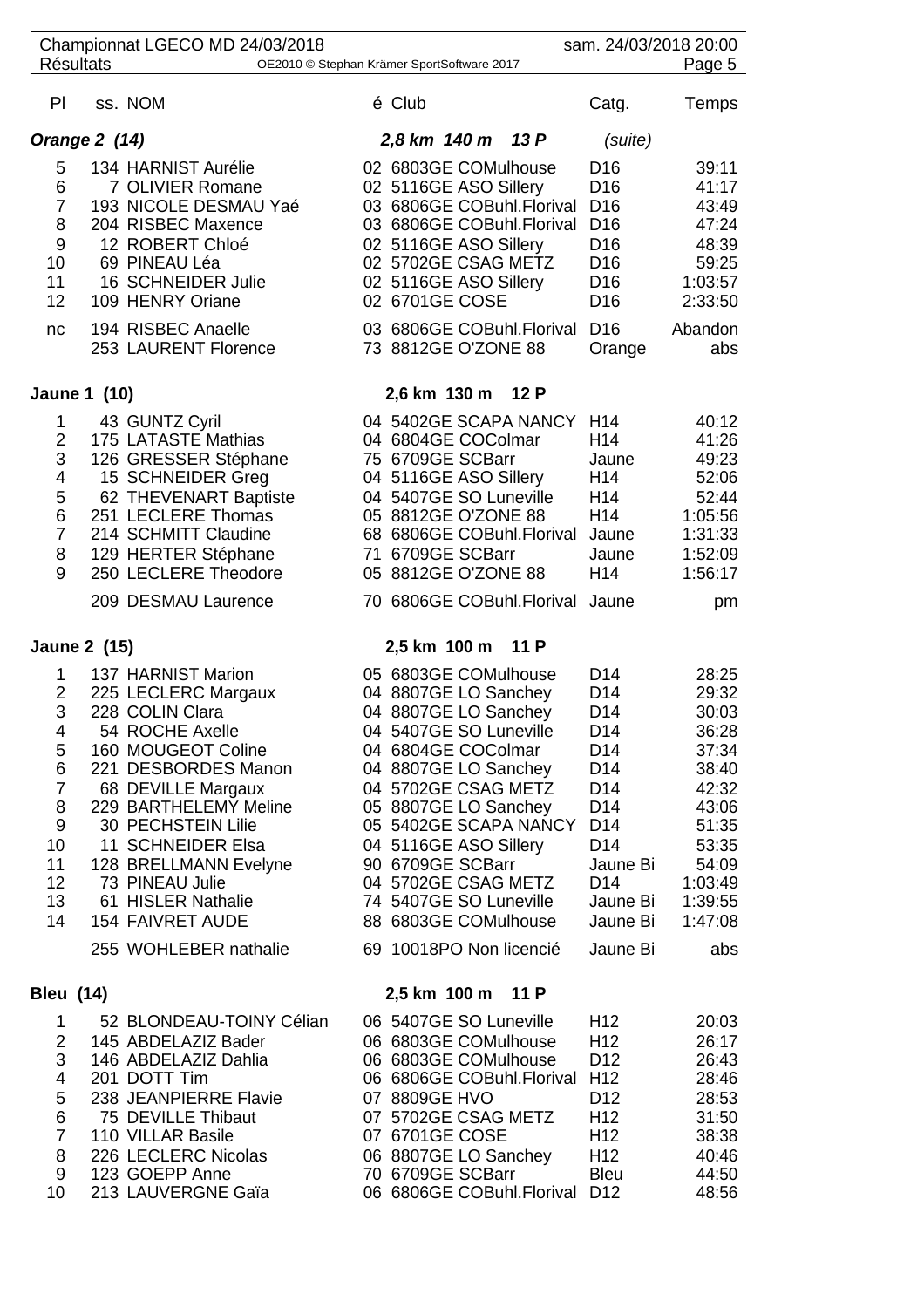Championnat LGECO MD 24/03/2018 — sam. 24/03/2018 20:00

Résultats — OE2010 © Stephan Krämer SportSoftware 2017

| Pl | ss. | NOM | é | Club | Catg. | Temps |
|---|---|---|---|---|---|---|
| **Orange 2 (14)** | | | | **2,8 km 140 m 13 P** | (suite) | |
| 5 | 134 | HARNIST Aurélie | 02 | 6803GE COMulhouse | D16 | 39:11 |
| 6 | 7 | OLIVIER Romane | 02 | 5116GE ASO Sillery | D16 | 41:17 |
| 7 | 193 | NICOLE DESMAU Yaé | 03 | 6806GE COBuhl.Florival | D16 | 43:49 |
| 8 | 204 | RISBEC Maxence | 03 | 6806GE COBuhl.Florival | D16 | 47:24 |
| 9 | 12 | ROBERT Chloé | 02 | 5116GE ASO Sillery | D16 | 48:39 |
| 10 | 69 | PINEAU Léa | 02 | 5702GE CSAG METZ | D16 | 59:25 |
| 11 | 16 | SCHNEIDER Julie | 02 | 5116GE ASO Sillery | D16 | 1:03:57 |
| 12 | 109 | HENRY Oriane | 02 | 6701GE COSE | D16 | 2:33:50 |
| nc | 194 | RISBEC Anaelle | 03 | 6806GE COBuhl.Florival | D16 | Abandon |
| | 253 | LAURENT Florence | 73 | 8812GE O'ZONE 88 | Orange | abs |
| **Jaune 1 (10)** | | | | **2,6 km 130 m 12 P** | | |
| 1 | 43 | GUNTZ Cyril | 04 | 5402GE SCAPA NANCY | H14 | 40:12 |
| 2 | 175 | LATASTE Mathias | 04 | 6804GE COColmar | H14 | 41:26 |
| 3 | 126 | GRESSER Stéphane | 75 | 6709GE SCBarr | Jaune | 49:23 |
| 4 | 15 | SCHNEIDER Greg | 04 | 5116GE ASO Sillery | H14 | 52:06 |
| 5 | 62 | THEVENART Baptiste | 04 | 5407GE SO Luneville | H14 | 52:44 |
| 6 | 251 | LECLERE Thomas | 05 | 8812GE O'ZONE 88 | H14 | 1:05:56 |
| 7 | 214 | SCHMITT Claudine | 68 | 6806GE COBuhl.Florival | Jaune | 1:31:33 |
| 8 | 129 | HERTER Stéphane | 71 | 6709GE SCBarr | Jaune | 1:52:09 |
| 9 | 250 | LECLERE Theodore | 05 | 8812GE O'ZONE 88 | H14 | 1:56:17 |
| | 209 | DESMAU Laurence | 70 | 6806GE COBuhl.Florival | Jaune | pm |
| **Jaune 2 (15)** | | | | **2,5 km 100 m 11 P** | | |
| 1 | 137 | HARNIST Marion | 05 | 6803GE COMulhouse | D14 | 28:25 |
| 2 | 225 | LECLERC Margaux | 04 | 8807GE LO Sanchey | D14 | 29:32 |
| 3 | 228 | COLIN Clara | 04 | 8807GE LO Sanchey | D14 | 30:03 |
| 4 | 54 | ROCHE Axelle | 04 | 5407GE SO Luneville | D14 | 36:28 |
| 5 | 160 | MOUGEOT Coline | 04 | 6804GE COColmar | D14 | 37:34 |
| 6 | 221 | DESBORDES Manon | 04 | 8807GE LO Sanchey | D14 | 38:40 |
| 7 | 68 | DEVILLE Margaux | 04 | 5702GE CSAG METZ | D14 | 42:32 |
| 8 | 229 | BARTHELEMY Meline | 05 | 8807GE LO Sanchey | D14 | 43:06 |
| 9 | 30 | PECHSTEIN Lilie | 05 | 5402GE SCAPA NANCY | D14 | 51:35 |
| 10 | 11 | SCHNEIDER Elsa | 04 | 5116GE ASO Sillery | D14 | 53:35 |
| 11 | 128 | BRELLMANN Evelyne | 90 | 6709GE SCBarr | Jaune Bi | 54:09 |
| 12 | 73 | PINEAU Julie | 04 | 5702GE CSAG METZ | D14 | 1:03:49 |
| 13 | 61 | HISLER Nathalie | 74 | 5407GE SO Luneville | Jaune Bi | 1:39:55 |
| 14 | 154 | FAIVRET AUDE | 88 | 6803GE COMulhouse | Jaune Bi | 1:47:08 |
| | 255 | WOHLEBER nathalie | 69 | 10018PO Non licencié | Jaune Bi | abs |
| **Bleu (14)** | | | | **2,5 km 100 m 11 P** | | |
| 1 | 52 | BLONDEAU-TOINY Célian | 06 | 5407GE SO Luneville | H12 | 20:03 |
| 2 | 145 | ABDELAZIZ Bader | 06 | 6803GE COMulhouse | H12 | 26:17 |
| 3 | 146 | ABDELAZIZ Dahlia | 06 | 6803GE COMulhouse | D12 | 26:43 |
| 4 | 201 | DOTT Tim | 06 | 6806GE COBuhl.Florival | H12 | 28:46 |
| 5 | 238 | JEANPIERRE Flavie | 07 | 8809GE HVO | D12 | 28:53 |
| 6 | 75 | DEVILLE Thibaut | 07 | 5702GE CSAG METZ | H12 | 31:50 |
| 7 | 110 | VILLAR Basile | 07 | 6701GE COSE | H12 | 38:38 |
| 8 | 226 | LECLERC Nicolas | 06 | 8807GE LO Sanchey | H12 | 40:46 |
| 9 | 123 | GOEPP Anne | 70 | 6709GE SCBarr | Bleu | 44:50 |
| 10 | 213 | LAUVERGNE Gaïa | 06 | 6806GE COBuhl.Florival | D12 | 48:56 |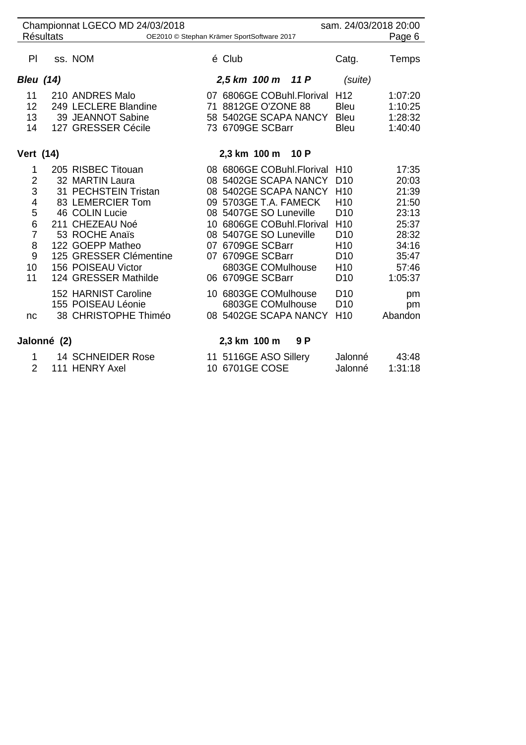| Pl | ss. | NOM | é | Club | Catg. | Temps |
|---|---|---|---|---|---|---|
| ***Bleu (14)*** | | | | ***2,5 km 100 m 11 P*** | *(suite)* | |
| 11 | 210 | ANDRES Malo | 07 | 6806GE COBuhl.Florival | H12 | 1:07:20 |
| 12 | 249 | LECLERE Blandine | 71 | 8812GE O'ZONE 88 | Bleu | 1:10:25 |
| 13 | 39 | JEANNOT Sabine | 58 | 5402GE SCAPA NANCY | Bleu | 1:28:32 |
| 14 | 127 | GRESSER Cécile | 73 | 6709GE SCBarr | Bleu | 1:40:40 |
| **Vert (14)** | | | | **2,3 km 100 m 10 P** | | |
| 1 | 205 | RISBEC Titouan | 08 | 6806GE COBuhl.Florival | H10 | 17:35 |
| 2 | 32 | MARTIN Laura | 08 | 5402GE SCAPA NANCY | D10 | 20:03 |
| 3 | 31 | PECHSTEIN Tristan | 08 | 5402GE SCAPA NANCY | H10 | 21:39 |
| 4 | 83 | LEMERCIER Tom | 09 | 5703GE T.A. FAMECK | H10 | 21:50 |
| 5 | 46 | COLIN Lucie | 08 | 5407GE SO Luneville | D10 | 23:13 |
| 6 | 211 | CHEZEAU Noé | 10 | 6806GE COBuhl.Florival | H10 | 25:37 |
| 7 | 53 | ROCHE Anaïs | 08 | 5407GE SO Luneville | D10 | 28:32 |
| 8 | 122 | GOEPP Matheo | 07 | 6709GE SCBarr | H10 | 34:16 |
| 9 | 125 | GRESSER Clémentine | 07 | 6709GE SCBarr | D10 | 35:47 |
| 10 | 156 | POISEAU Victor | | 6803GE COMulhouse | H10 | 57:46 |
| 11 | 124 | GRESSER Mathilde | 06 | 6709GE SCBarr | D10 | 1:05:37 |
| | 152 | HARNIST Caroline | 10 | 6803GE COMulhouse | D10 | pm |
| | 155 | POISEAU Léonie | | 6803GE COMulhouse | D10 | pm |
| nc | 38 | CHRISTOPHE Thiméo | 08 | 5402GE SCAPA NANCY | H10 | Abandon |
| **Jalonné (2)** | | | | **2,3 km 100 m 9 P** | | |
| 1 | 14 | SCHNEIDER Rose | 11 | 5116GE ASO Sillery | Jalonné | 43:48 |
| 2 | 111 | HENRY Axel | 10 | 6701GE COSE | Jalonné | 1:31:18 |